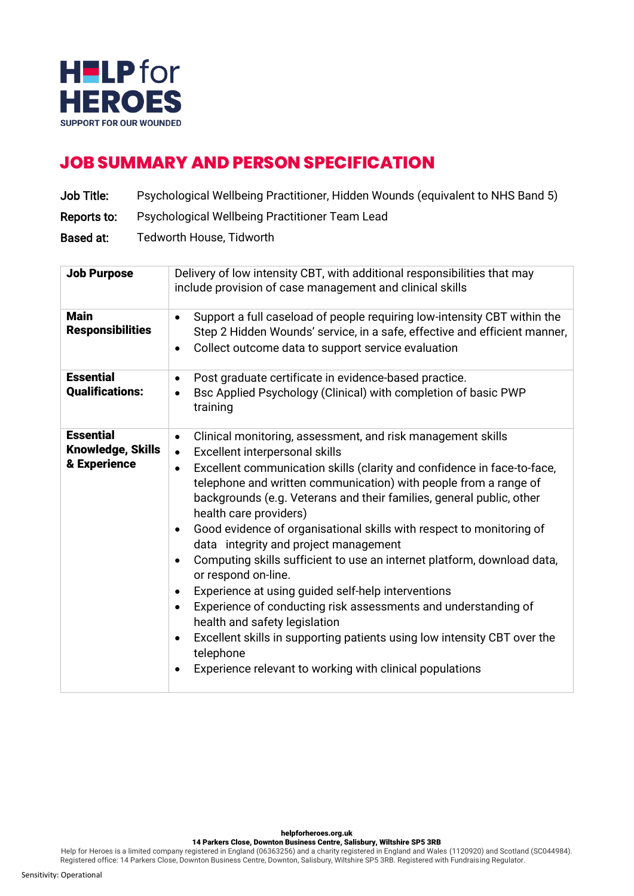HELP for HEROES
SUPPORT FOR OUR WOUNDED

# JOB SUMMARY AND PERSON SPECIFICATION

**Job Title:** Psychological Wellbeing Practitioner, Hidden Wounds (equivalent to NHS Band 5)

**Reports to:** Psychological Wellbeing Practitioner Team Lead

**Based at:** Tedworth House, Tidworth

| | |
|---|---|
| **Job Purpose** | Delivery of low intensity CBT, with additional responsibilities that may include provision of case management and clinical skills |
| **Main Responsibilities** | • Support a full caseload of people requiring low-intensity CBT within the Step 2 Hidden Wounds' service, in a safe, effective and efficient manner,<br>• Collect outcome data to support service evaluation |
| **Essential Qualifications:** | • Post graduate certificate in evidence-based practice.<br>• Bsc Applied Psychology (Clinical) with completion of basic PWP training |
| **Essential Knowledge, Skills & Experience** | • Clinical monitoring, assessment, and risk management skills<br>• Excellent interpersonal skills<br>• Excellent communication skills (clarity and confidence in face-to-face, telephone and written communication) with people from a range of backgrounds (e.g. Veterans and their families, general public, other health care providers)<br>• Good evidence of organisational skills with respect to monitoring of data integrity and project management<br>• Computing skills sufficient to use an internet platform, download data, or respond on-line.<br>• Experience at using guided self-help interventions<br>• Experience of conducting risk assessments and understanding of health and safety legislation<br>• Excellent skills in supporting patients using low intensity CBT over the telephone<br>• Experience relevant to working with clinical populations |

helpforheroes.org.uk
**14 Parkers Close, Downton Business Centre, Salisbury, Wiltshire SP5 3RB**
Help for Heroes is a limited company registered in England (06363256) and a charity registered in England and Wales (1120920) and Scotland (SC044984). Registered office: 14 Parkers Close, Downton Business Centre, Downton, Salisbury, Wiltshire SP5 3RB. Registered with Fundraising Regulator.

Sensitivity: Operational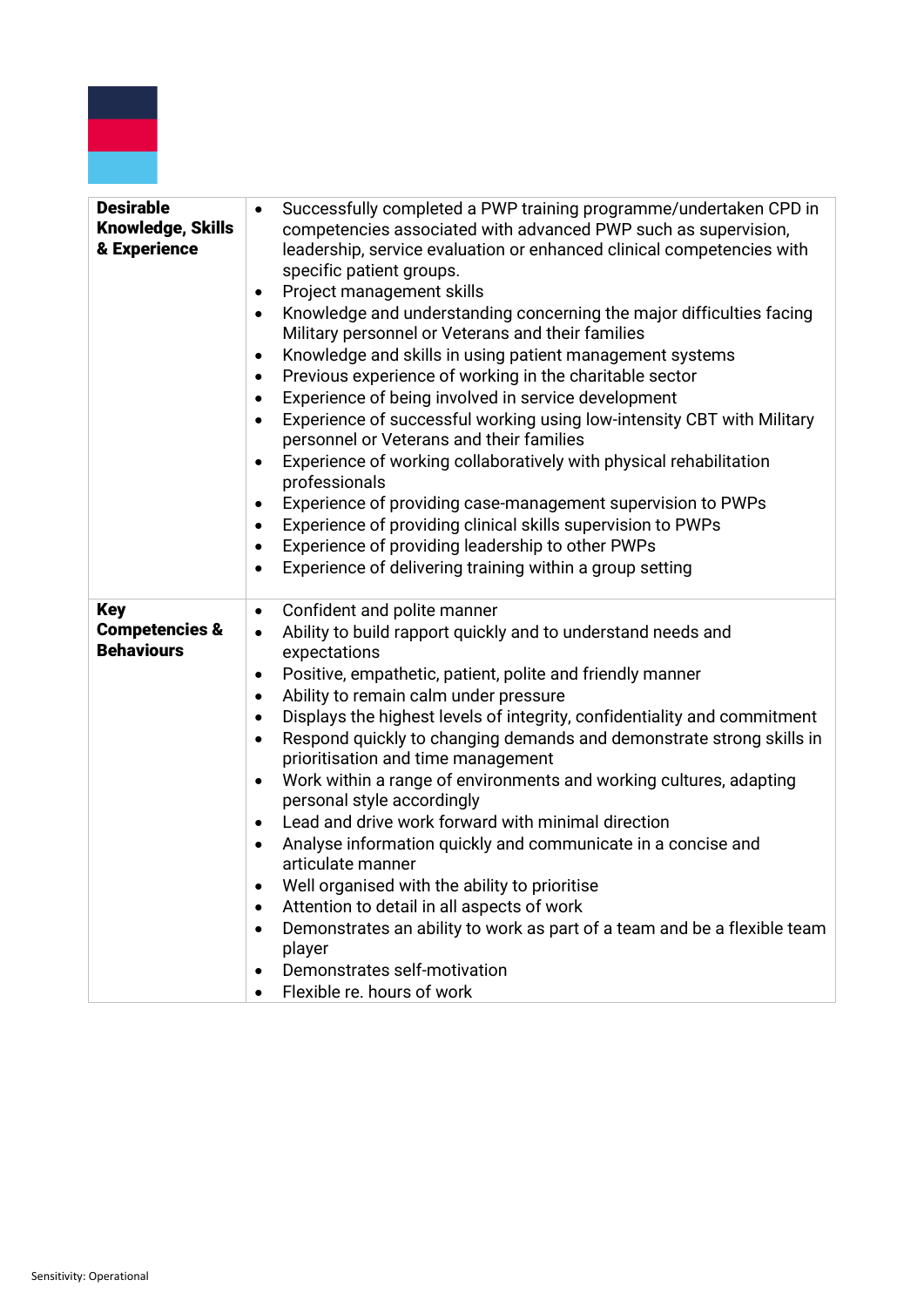| | |
|---|---|
| **Desirable Knowledge, Skills & Experience** | • Successfully completed a PWP training programme/undertaken CPD in competencies associated with advanced PWP such as supervision, leadership, service evaluation or enhanced clinical competencies with specific patient groups.<br>• Project management skills<br>• Knowledge and understanding concerning the major difficulties facing Military personnel or Veterans and their families<br>• Knowledge and skills in using patient management systems<br>• Previous experience of working in the charitable sector<br>• Experience of being involved in service development<br>• Experience of successful working using low-intensity CBT with Military personnel or Veterans and their families<br>• Experience of working collaboratively with physical rehabilitation professionals<br>• Experience of providing case-management supervision to PWPs<br>• Experience of providing clinical skills supervision to PWPs<br>• Experience of providing leadership to other PWPs<br>• Experience of delivering training within a group setting |
| **Key Competencies & Behaviours** | • Confident and polite manner<br>• Ability to build rapport quickly and to understand needs and expectations<br>• Positive, empathetic, patient, polite and friendly manner<br>• Ability to remain calm under pressure<br>• Displays the highest levels of integrity, confidentiality and commitment<br>• Respond quickly to changing demands and demonstrate strong skills in prioritisation and time management<br>• Work within a range of environments and working cultures, adapting personal style accordingly<br>• Lead and drive work forward with minimal direction<br>• Analyse information quickly and communicate in a concise and articulate manner<br>• Well organised with the ability to prioritise<br>• Attention to detail in all aspects of work<br>• Demonstrates an ability to work as part of a team and be a flexible team player<br>• Demonstrates self-motivation<br>• Flexible re. hours of work |